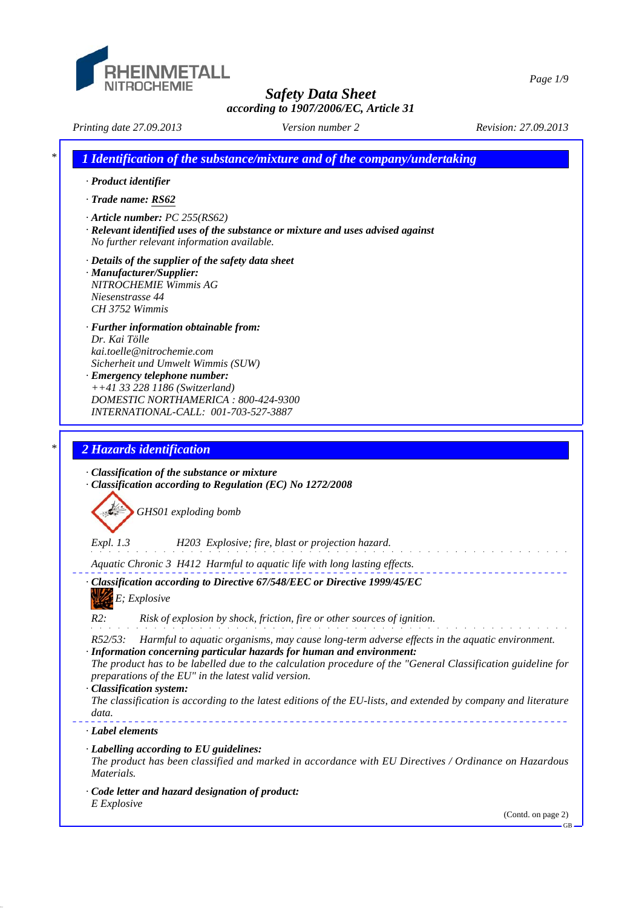# Safety Data Sheet

**according to 1907/2006/EC, Article 31**

Printing date 27.09.2013 | Version number 2 | Revision: 27.09.2013

## 1 Identification of the substance/mixture and of the company/undertaking

· **Product identifier**

· **Trade name: RS62**

· **Article number:** PC 255(RS62)

· **Relevant identified uses of the substance or mixture and uses advised against**
No further relevant information available.

· **Details of the supplier of the safety data sheet**

· **Manufacturer/Supplier:**
NITROCHEMIE Wimmis AG
Niesenstrasse 44
CH 3752 Wimmis

· **Further information obtainable from:**
Dr. Kai Tölle
kai.toelle@nitrochemie.com
Sicherheit und Umwelt Wimmis (SUW)

· **Emergency telephone number:**
++41 33 228 1186 (Switzerland)
DOMESTIC NORTHAMERICA : 800-424-9300
INTERNATIONAL-CALL: 001-703-527-3887

## 2 Hazards identification

· **Classification of the substance or mixture**

· **Classification according to Regulation (EC) No 1272/2008**

GHS01 exploding bomb

Expl. 1.3 H203 Explosive; fire, blast or projection hazard.

Aquatic Chronic 3 H412 Harmful to aquatic life with long lasting effects.

· **Classification according to Directive 67/548/EEC or Directive 1999/45/EC**

E; Explosive

R2: Risk of explosion by shock, friction, fire or other sources of ignition.

R52/53: Harmful to aquatic organisms, may cause long-term adverse effects in the aquatic environment.

· **Information concerning particular hazards for human and environment:**
The product has to be labelled due to the calculation procedure of the "General Classification guideline for preparations of the EU" in the latest valid version.

· **Classification system:**
The classification is according to the latest editions of the EU-lists, and extended by company and literature data.

· **Label elements**

· **Labelling according to EU guidelines:**
The product has been classified and marked in accordance with EU Directives / Ordinance on Hazardous Materials.

· **Code letter and hazard designation of product:**
E Explosive

(Contd. on page 2)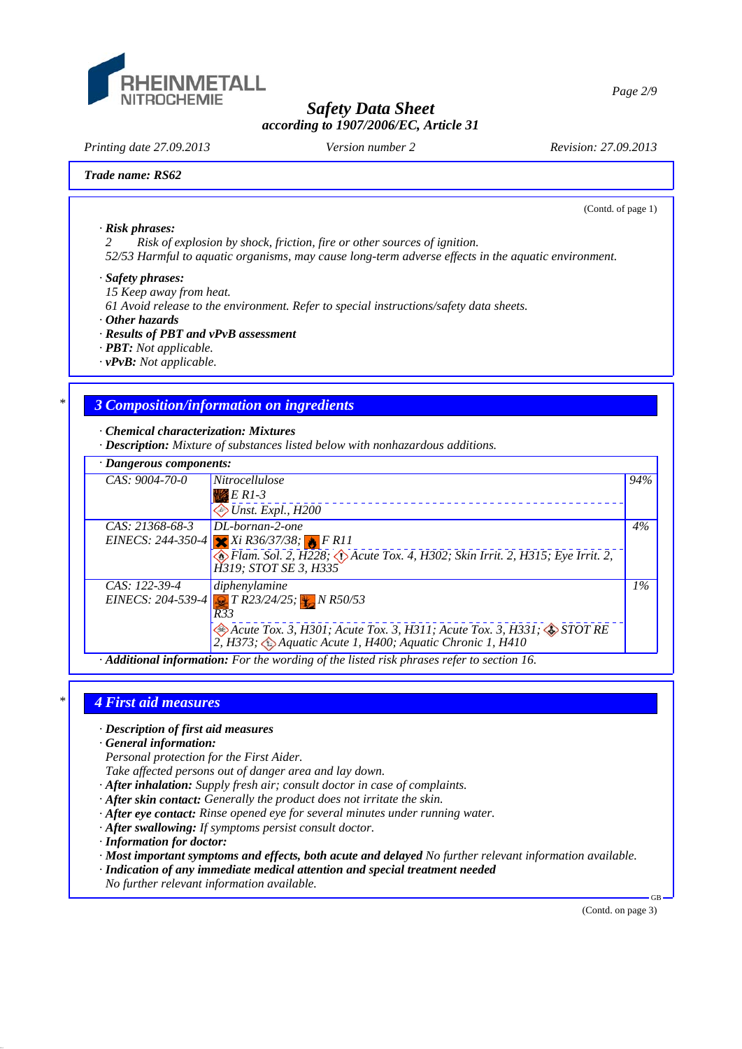Trade name: RS62

(Contd. of page 1)

· **Risk phrases:**
2 Risk of explosion by shock, friction, fire or other sources of ignition.
52/53 Harmful to aquatic organisms, may cause long-term adverse effects in the aquatic environment.

· **Safety phrases:**
15 Keep away from heat.
61 Avoid release to the environment. Refer to special instructions/safety data sheets.

· **Other hazards**
· **Results of PBT and vPvB assessment**
· **PBT:** Not applicable.
· **vPvB:** Not applicable.

## 3 Composition/information on ingredients

· **Chemical characterization: Mixtures**
· **Description:** Mixture of substances listed below with nonhazardous additions.

· **Dangerous components:**

| | | |
|---|---|---|
| CAS: 9004-70-0 | Nitrocellulose<br>E R1-3<br>Unst. Expl., H200 | 94% |
| CAS: 21368-68-3<br>EINECS: 244-350-4 | DL-bornan-2-one<br>Xi R36/37/38; F R11<br>Flam. Sol. 2, H228; Acute Tox. 4, H302; Skin Irrit. 2, H315; Eye Irrit. 2, H319; STOT SE 3, H335 | 4% |
| CAS: 122-39-4<br>EINECS: 204-539-4 | diphenylamine<br>T R23/24/25; N R50/53<br>R33<br>Acute Tox. 3, H301; Acute Tox. 3, H311; Acute Tox. 3, H331; STOT RE 2, H373; Aquatic Acute 1, H400; Aquatic Chronic 1, H410 | 1% |

· **Additional information:** For the wording of the listed risk phrases refer to section 16.

## 4 First aid measures

· **Description of first aid measures**
· **General information:**
Personal protection for the First Aider.
Take affected persons out of danger area and lay down.
· **After inhalation:** Supply fresh air; consult doctor in case of complaints.
· **After skin contact:** Generally the product does not irritate the skin.
· **After eye contact:** Rinse opened eye for several minutes under running water.
· **After swallowing:** If symptoms persist consult doctor.
· **Information for doctor:**
· **Most important symptoms and effects, both acute and delayed** No further relevant information available.
· **Indication of any immediate medical attention and special treatment needed**
No further relevant information available.

(Contd. on page 3)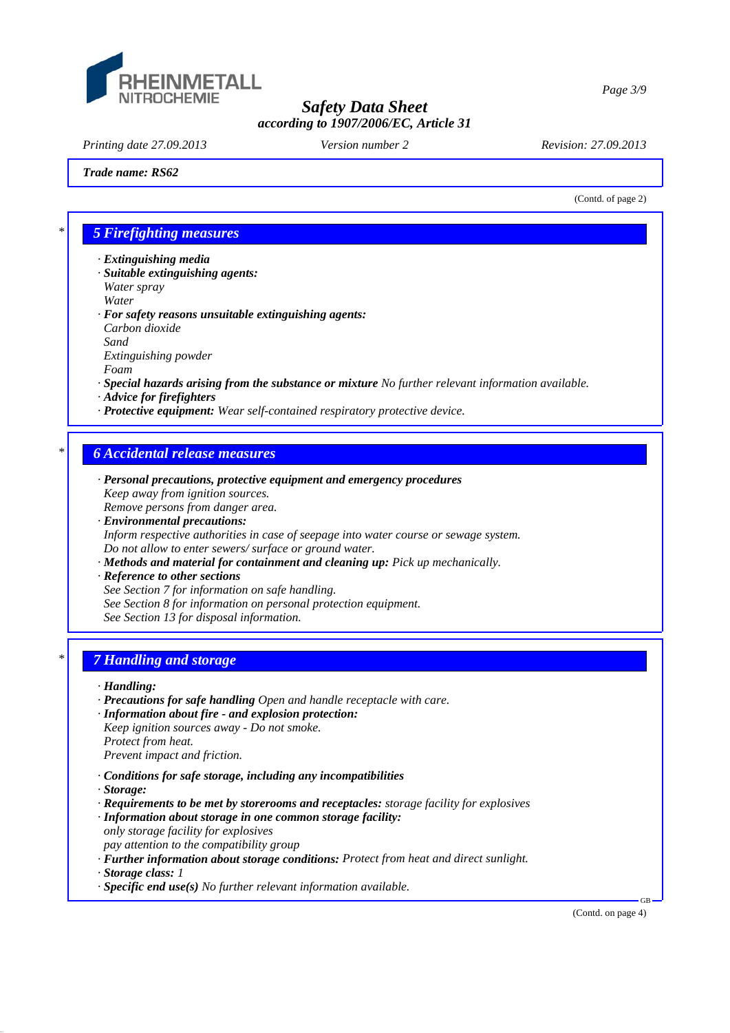Trade name: RS62

(Contd. of page 2)

## 5 Firefighting measures

· **Extinguishing media**
· **Suitable extinguishing agents:**
Water spray
Water
· **For safety reasons unsuitable extinguishing agents:**
Carbon dioxide
Sand
Extinguishing powder
Foam
· **Special hazards arising from the substance or mixture** No further relevant information available.
· **Advice for firefighters**
· **Protective equipment:** Wear self-contained respiratory protective device.

## 6 Accidental release measures

· **Personal precautions, protective equipment and emergency procedures**
Keep away from ignition sources.
Remove persons from danger area.
· **Environmental precautions:**
Inform respective authorities in case of seepage into water course or sewage system.
Do not allow to enter sewers/ surface or ground water.
· **Methods and material for containment and cleaning up:** Pick up mechanically.
· **Reference to other sections**
See Section 7 for information on safe handling.
See Section 8 for information on personal protection equipment.
See Section 13 for disposal information.

## 7 Handling and storage

· **Handling:**
· **Precautions for safe handling** Open and handle receptacle with care.
· **Information about fire - and explosion protection:**
Keep ignition sources away - Do not smoke.
Protect from heat.
Prevent impact and friction.

· **Conditions for safe storage, including any incompatibilities**
· **Storage:**
· **Requirements to be met by storerooms and receptacles:** storage facility for explosives
· **Information about storage in one common storage facility:**
only storage facility for explosives
pay attention to the compatibility group
· **Further information about storage conditions:** Protect from heat and direct sunlight.
· **Storage class:** 1
· **Specific end use(s)** No further relevant information available.

(Contd. on page 4)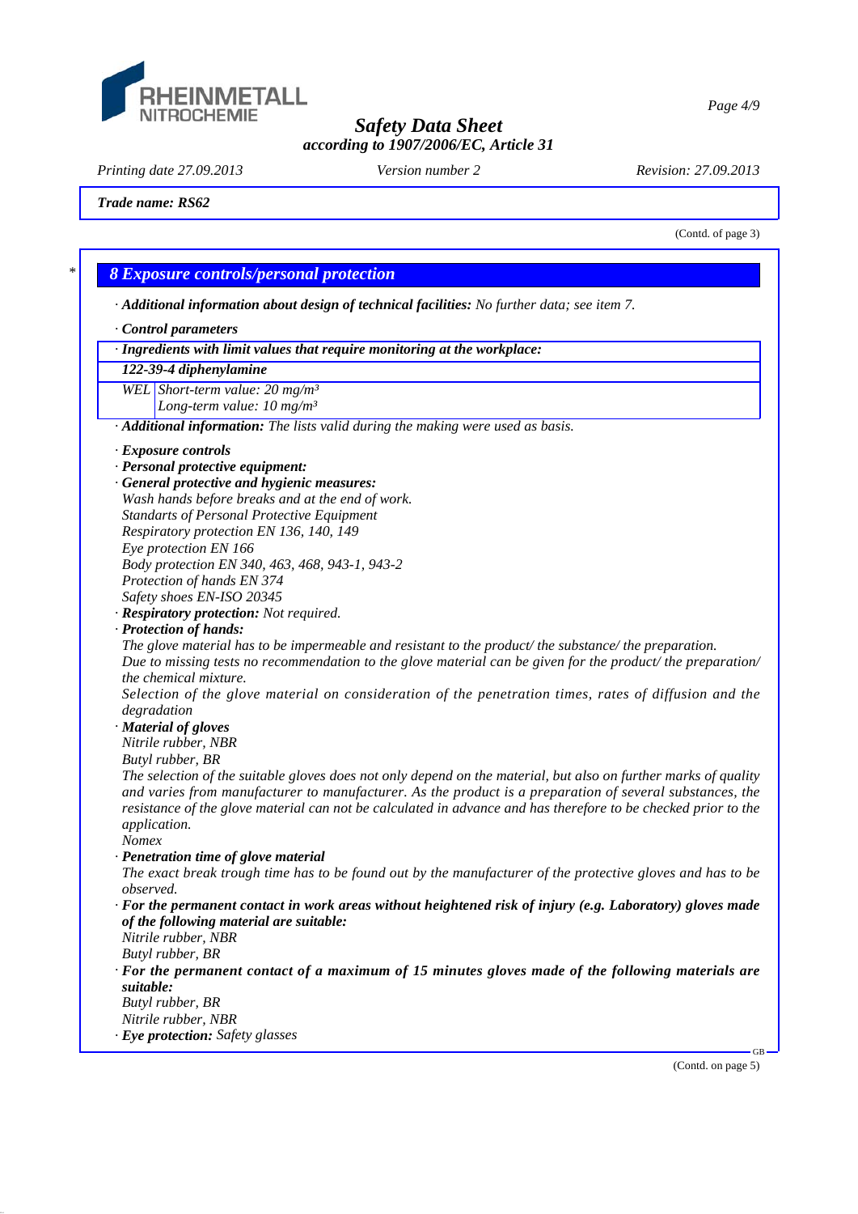Trade name: RS62

(Contd. of page 3)

## 8 Exposure controls/personal protection

· **Additional information about design of technical facilities:** No further data; see item 7.

· **Control parameters**

| · Ingredients with limit values that require monitoring at the workplace: | |
|---|---|
| **122-39-4 diphenylamine** | |
| WEL | Short-term value: 20 mg/m³<br>Long-term value: 10 mg/m³ |

· **Additional information:** The lists valid during the making were used as basis.

· **Exposure controls**
· **Personal protective equipment:**
· **General protective and hygienic measures:**
Wash hands before breaks and at the end of work.
Standarts of Personal Protective Equipment
Respiratory protection EN 136, 140, 149
Eye protection EN 166
Body protection EN 340, 463, 468, 943-1, 943-2
Protection of hands EN 374
Safety shoes EN-ISO 20345
· **Respiratory protection:** Not required.
· **Protection of hands:**
The glove material has to be impermeable and resistant to the product/ the substance/ the preparation.
Due to missing tests no recommendation to the glove material can be given for the product/ the preparation/ the chemical mixture.
Selection of the glove material on consideration of the penetration times, rates of diffusion and the degradation
· **Material of gloves**
Nitrile rubber, NBR
Butyl rubber, BR
The selection of the suitable gloves does not only depend on the material, but also on further marks of quality and varies from manufacturer to manufacturer. As the product is a preparation of several substances, the resistance of the glove material can not be calculated in advance and has therefore to be checked prior to the application.
Nomex
· **Penetration time of glove material**
The exact break trough time has to be found out by the manufacturer of the protective gloves and has to be observed.
· **For the permanent contact in work areas without heightened risk of injury (e.g. Laboratory) gloves made of the following material are suitable:**
Nitrile rubber, NBR
Butyl rubber, BR
· **For the permanent contact of a maximum of 15 minutes gloves made of the following materials are suitable:**
Butyl rubber, BR
Nitrile rubber, NBR
· **Eye protection:** Safety glasses

(Contd. on page 5)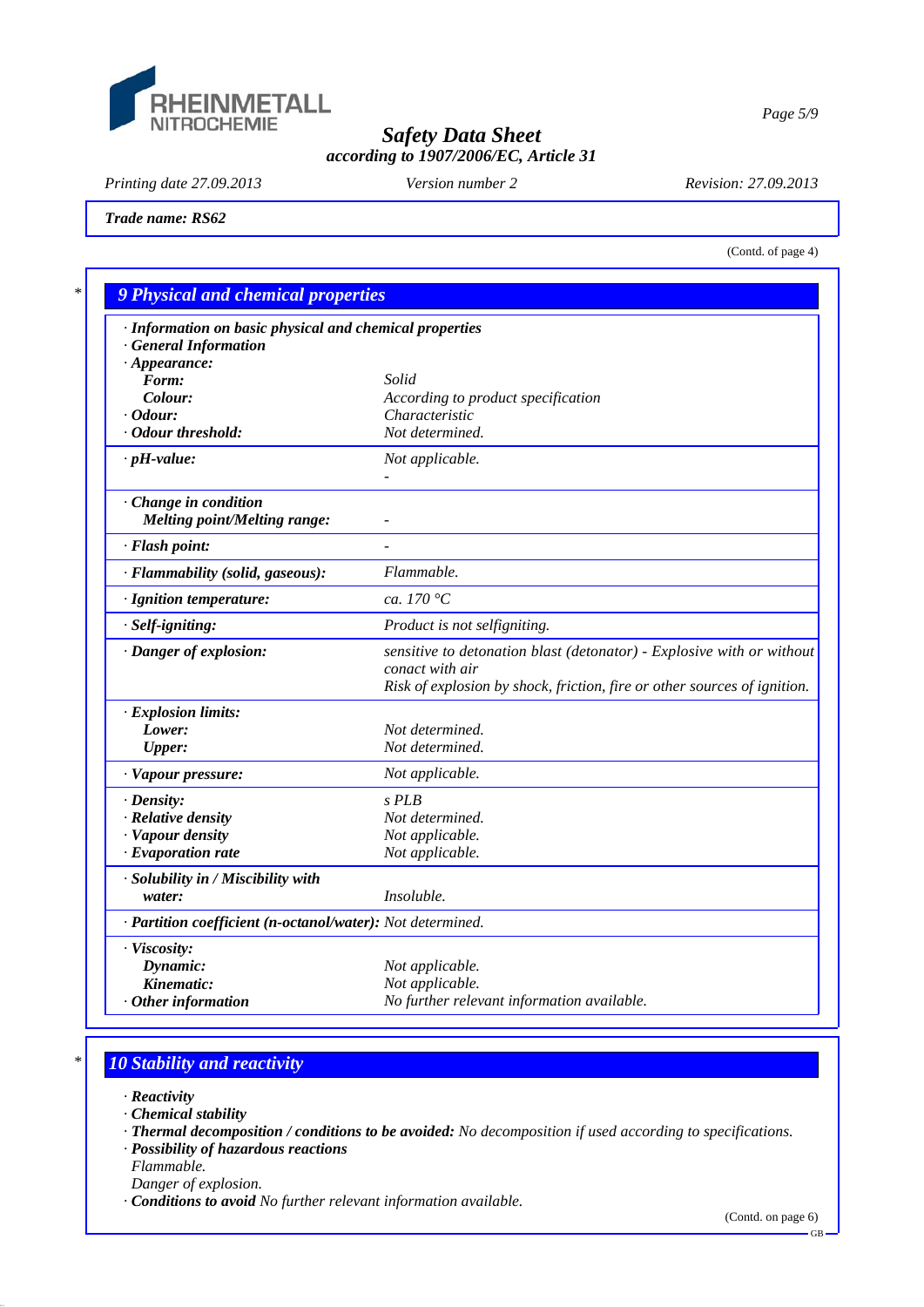Trade name: RS62

(Contd. of page 4)

## 9 Physical and chemical properties

| · Information on basic physical and chemical properties | |
|---|---|
| · General Information | |
| · Appearance: | |
| Form: | Solid |
| Colour: | According to product specification |
| · Odour: | Characteristic |
| · Odour threshold: | Not determined. |
| · pH-value: | Not applicable. - |
| · Change in condition | |
| Melting point/Melting range: | - |
| · Flash point: | - |
| · Flammability (solid, gaseous): | Flammable. |
| · Ignition temperature: | ca. 170 °C |
| · Self-igniting: | Product is not selfigniting. |
| · Danger of explosion: | sensitive to detonation blast (detonator) - Explosive with or without conact with air<br>Risk of explosion by shock, friction, fire or other sources of ignition. |
| · Explosion limits: | |
| Lower: | Not determined. |
| Upper: | Not determined. |
| · Vapour pressure: | Not applicable. |
| · Density: | s PLB |
| · Relative density | Not determined. |
| · Vapour density | Not applicable. |
| · Evaporation rate | Not applicable. |
| · Solubility in / Miscibility with | |
| water: | Insoluble. |
| · Partition coefficient (n-octanol/water): | Not determined. |
| · Viscosity: | |
| Dynamic: | Not applicable. |
| Kinematic: | Not applicable. |
| · Other information | No further relevant information available. |

## 10 Stability and reactivity

- · **Reactivity**
- · **Chemical stability**
- · **Thermal decomposition / conditions to be avoided:** No decomposition if used according to specifications.
- · **Possibility of hazardous reactions**
  Flammable.
  Danger of explosion.
- · **Conditions to avoid** No further relevant information available.

(Contd. on page 6)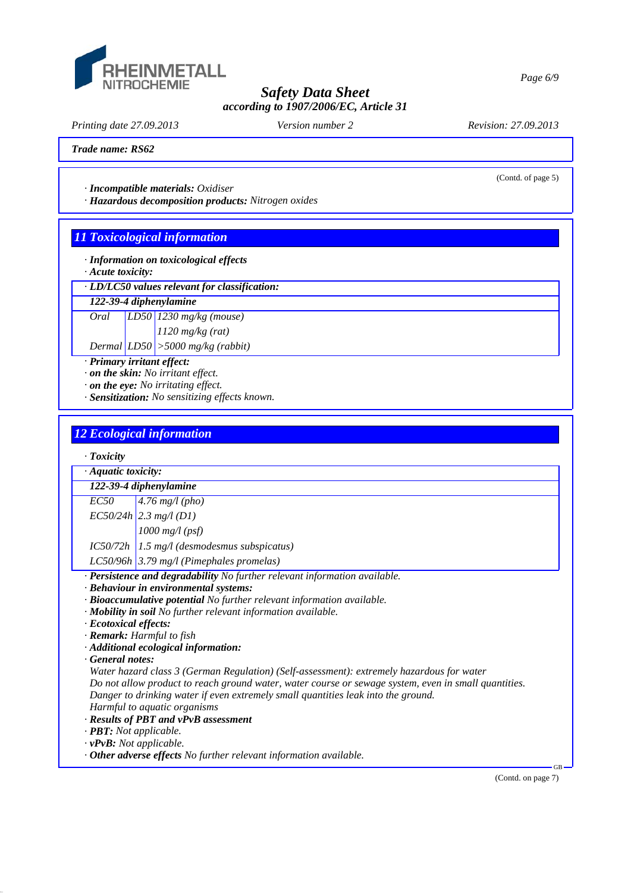(Contd. of page 5)

· **Incompatible materials:** *Oxidiser*
· **Hazardous decomposition products:** *Nitrogen oxides*

## 11 Toxicological information

· **Information on toxicological effects**
· **Acute toxicity:**

· **LD/LC50 values relevant for classification:**

| **122-39-4 diphenylamine** | | |
|---|---|---|
| Oral | LD50 | 1230 mg/kg (mouse) |
| | | 1120 mg/kg (rat) |
| Dermal | LD50 | >5000 mg/kg (rabbit) |

· **Primary irritant effect:**
· **on the skin:** *No irritant effect.*
· **on the eye:** *No irritating effect.*
· **Sensitization:** *No sensitizing effects known.*

## 12 Ecological information

· **Toxicity**

· **Aquatic toxicity:**

| **122-39-4 diphenylamine** | |
|---|---|
| EC50 | 4.76 mg/l (pho) |
| EC50/24h | 2.3 mg/l (D1) |
| | 1000 mg/l (psf) |
| IC50/72h | 1.5 mg/l (desmodesmus subspicatus) |
| LC50/96h | 3.79 mg/l (Pimephales promelas) |

· **Persistence and degradability** *No further relevant information available.*
· **Behaviour in environmental systems:**
· **Bioaccumulative potential** *No further relevant information available.*
· **Mobility in soil** *No further relevant information available.*
· **Ecotoxical effects:**
· **Remark:** *Harmful to fish*
· **Additional ecological information:**
· **General notes:**
*Water hazard class 3 (German Regulation) (Self-assessment): extremely hazardous for water*
*Do not allow product to reach ground water, water course or sewage system, even in small quantities.*
*Danger to drinking water if even extremely small quantities leak into the ground.*
*Harmful to aquatic organisms*
· **Results of PBT and vPvB assessment**
· **PBT:** *Not applicable.*
· **vPvB:** *Not applicable.*
· **Other adverse effects** *No further relevant information available.*

(Contd. on page 7)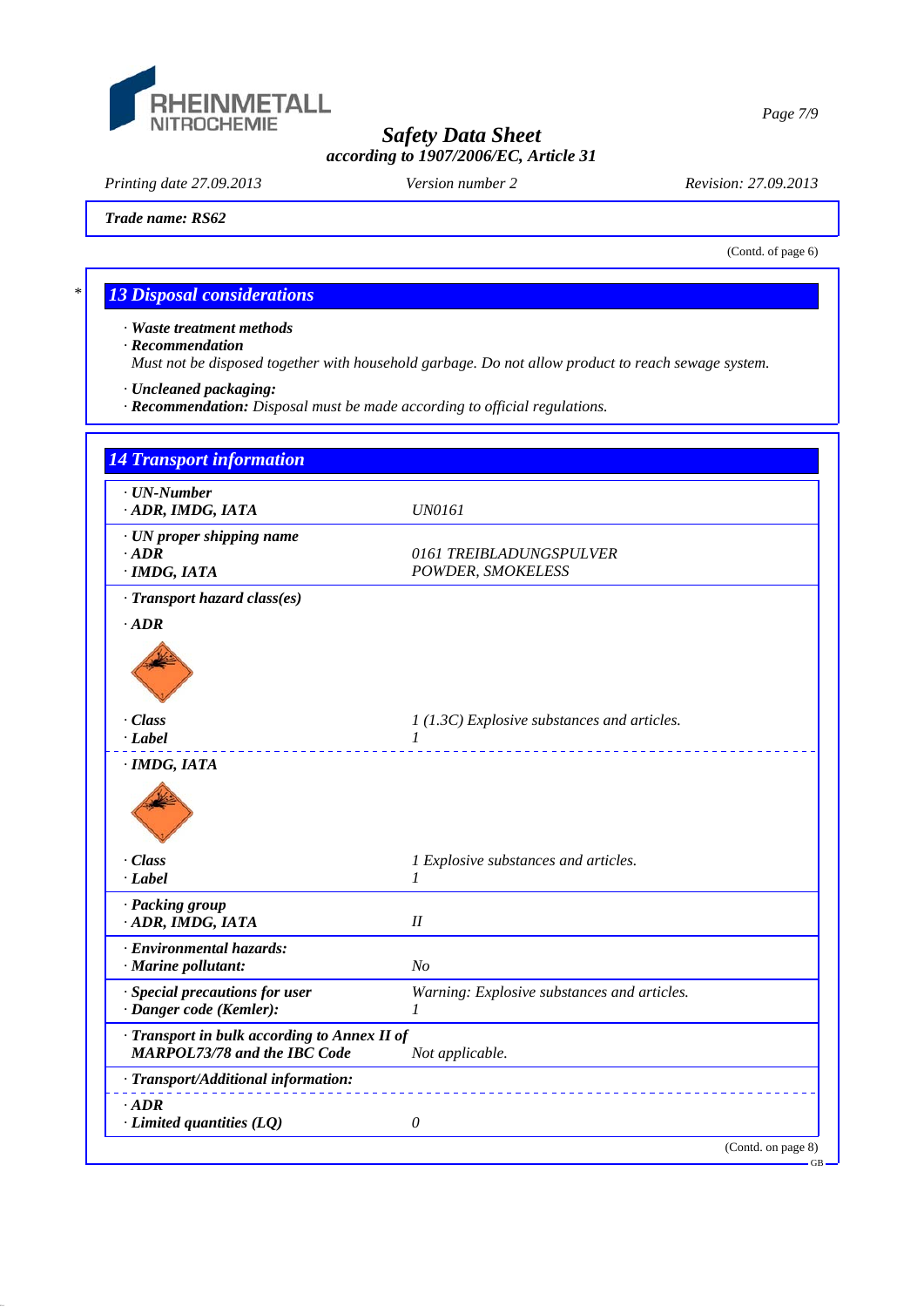Trade name: RS62

(Contd. of page 6)

## 13 Disposal considerations

· **Waste treatment methods**
· **Recommendation**
Must not be disposed together with household garbage. Do not allow product to reach sewage system.

· **Uncleaned packaging:**
· **Recommendation:** Disposal must be made according to official regulations.

## 14 Transport information

| | |
|---|---|
| · **UN-Number**<br>· **ADR, IMDG, IATA** | UN0161 |
| · **UN proper shipping name**<br>· **ADR**<br>· **IMDG, IATA** | <br>0161 TREIBLADUNGSPULVER<br>POWDER, SMOKELESS |
| · **Transport hazard class(es)** | |
| · **ADR** | |
| · **Class**<br>· **Label** | 1 (1.3C) Explosive substances and articles.<br>1 |
| · **IMDG, IATA** | |
| · **Class**<br>· **Label** | 1 Explosive substances and articles.<br>1 |
| · **Packing group**<br>· **ADR, IMDG, IATA** | <br>II |
| · **Environmental hazards:**<br>· **Marine pollutant:** | <br>No |
| · **Special precautions for user**<br>· **Danger code (Kemler):** | Warning: Explosive substances and articles.<br>1 |
| · **Transport in bulk according to Annex II of MARPOL73/78 and the IBC Code** | Not applicable. |
| · **Transport/Additional information:** | |
| · **ADR**<br>· **Limited quantities (LQ)** | <br>0 |

(Contd. on page 8)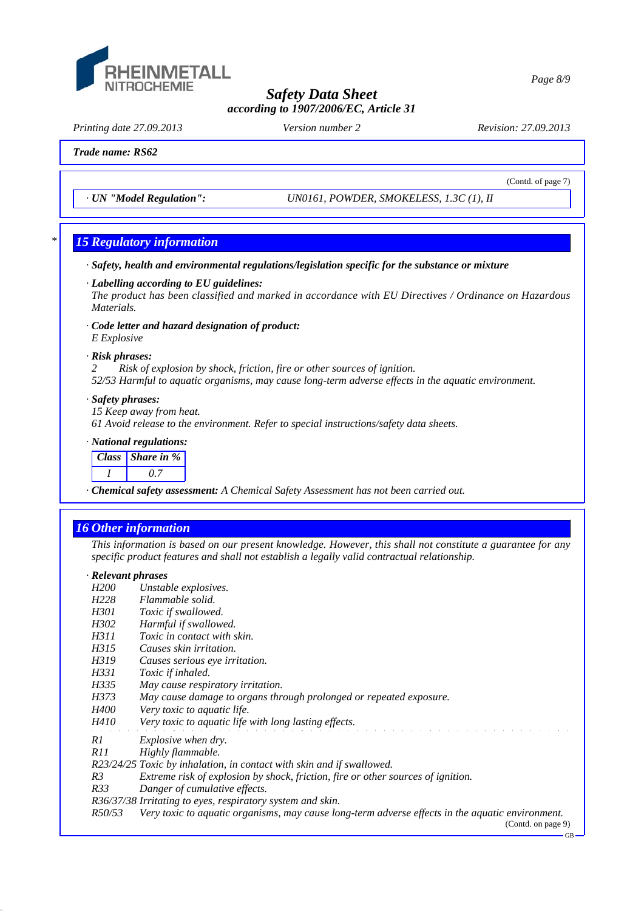**Trade name: RS62**

(Contd. of page 7)

· *UN "Model Regulation":* UN0161, POWDER, SMOKELESS, 1.3C (1), II

\* 

## 15 Regulatory information

· **Safety, health and environmental regulations/legislation specific for the substance or mixture**

· **Labelling according to EU guidelines:**
The product has been classified and marked in accordance with EU Directives / Ordinance on Hazardous Materials.

· **Code letter and hazard designation of product:**
E Explosive

· **Risk phrases:**
2 Risk of explosion by shock, friction, fire or other sources of ignition.
52/53 Harmful to aquatic organisms, may cause long-term adverse effects in the aquatic environment.

· **Safety phrases:**
15 Keep away from heat.
61 Avoid release to the environment. Refer to special instructions/safety data sheets.

· **National regulations:**

| Class | Share in % |
|---|---|
| I | 0.7 |

· **Chemical safety assessment:** A Chemical Safety Assessment has not been carried out.

## 16 Other information

This information is based on our present knowledge. However, this shall not constitute a guarantee for any specific product features and shall not establish a legally valid contractual relationship.

· **Relevant phrases**

H200 Unstable explosives.
H228 Flammable solid.
H301 Toxic if swallowed.
H302 Harmful if swallowed.
H311 Toxic in contact with skin.
H315 Causes skin irritation.
H319 Causes serious eye irritation.
H331 Toxic if inhaled.
H335 May cause respiratory irritation.
H373 May cause damage to organs through prolonged or repeated exposure.
H400 Very toxic to aquatic life.
H410 Very toxic to aquatic life with long lasting effects.

R1 Explosive when dry.
R11 Highly flammable.
R23/24/25 Toxic by inhalation, in contact with skin and if swallowed.
R3 Extreme risk of explosion by shock, friction, fire or other sources of ignition.
R33 Danger of cumulative effects.
R36/37/38 Irritating to eyes, respiratory system and skin.
R50/53 Very toxic to aquatic organisms, may cause long-term adverse effects in the aquatic environment.

(Contd. on page 9)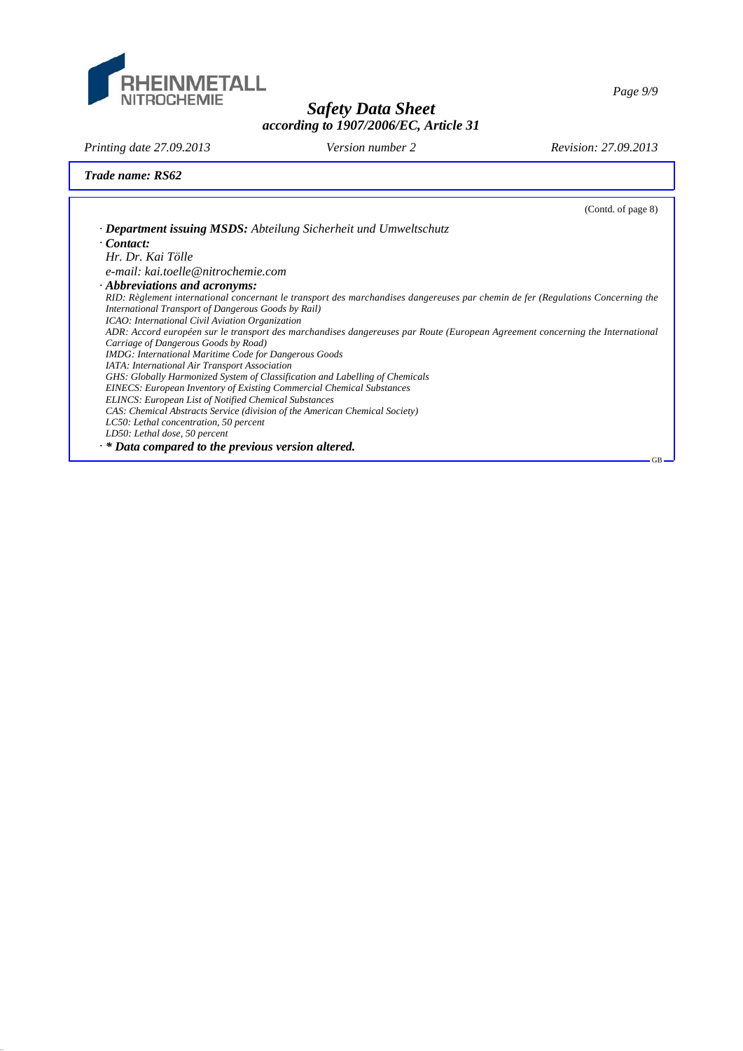**Trade name: RS62**

(Contd. of page 8)

· ***Department issuing MSDS:*** *Abteilung Sicherheit und Umweltschutz*

· ***Contact:***
*Hr. Dr. Kai Tölle*
*e-mail: kai.toelle@nitrochemie.com*

· ***Abbreviations and acronyms:***
*RID: Règlement international concernant le transport des marchandises dangereuses par chemin de fer (Regulations Concerning the International Transport of Dangerous Goods by Rail)*
*ICAO: International Civil Aviation Organization*
*ADR: Accord européen sur le transport des marchandises dangereuses par Route (European Agreement concerning the International Carriage of Dangerous Goods by Road)*
*IMDG: International Maritime Code for Dangerous Goods*
*IATA: International Air Transport Association*
*GHS: Globally Harmonized System of Classification and Labelling of Chemicals*
*EINECS: European Inventory of Existing Commercial Chemical Substances*
*ELINCS: European List of Notified Chemical Substances*
*CAS: Chemical Abstracts Service (division of the American Chemical Society)*
*LC50: Lethal concentration, 50 percent*
*LD50: Lethal dose, 50 percent*

· ***\* Data compared to the previous version altered.***

GB